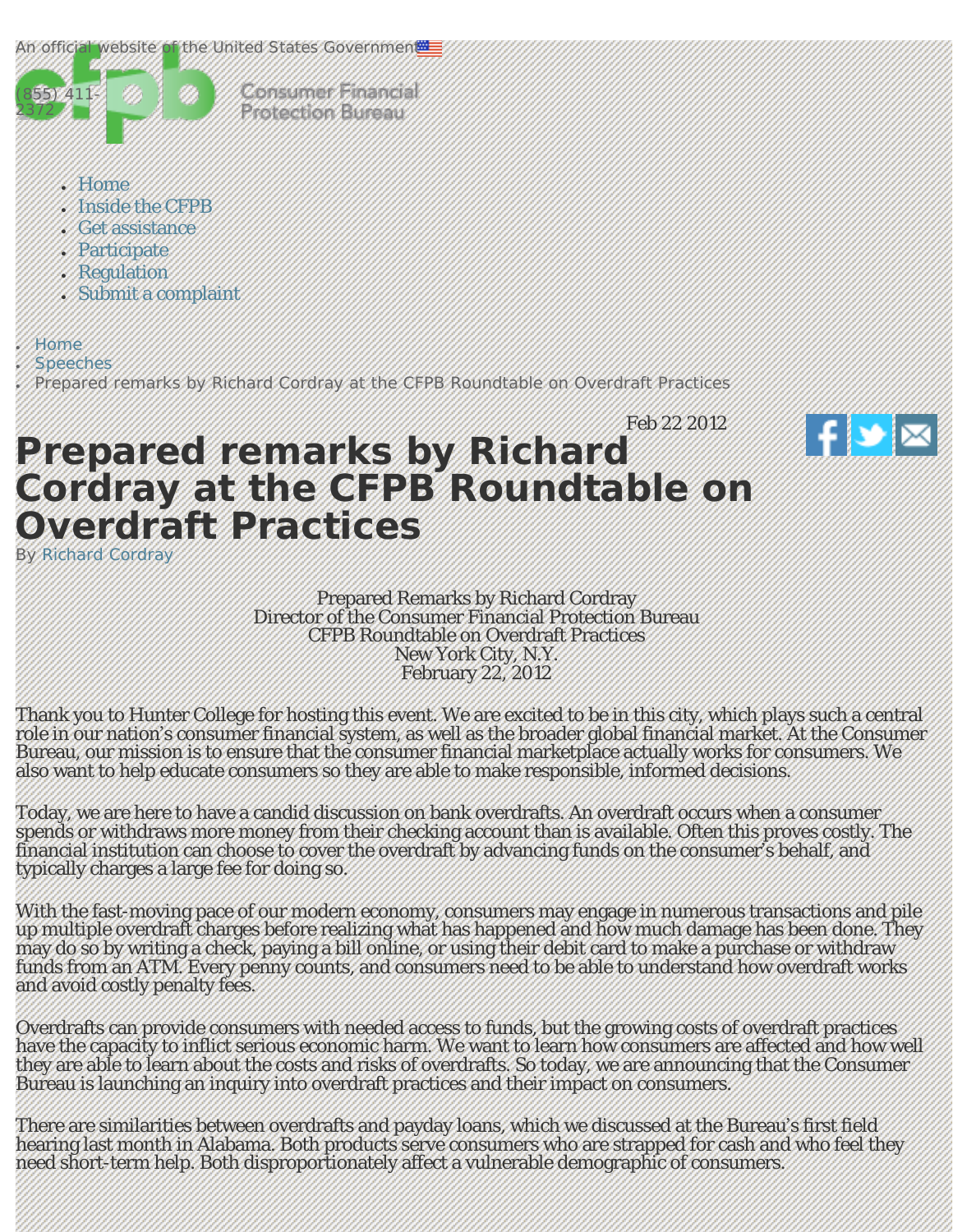An official website of the United States Government

(855) 411-2372

Consumer Financial Protection Bureau

- Home
- Inside the CFPB
- Get assistance
- Participate
- Regulation
- Submit a complaint

- Home
- Speeches
- Prepared remarks by Richard Cordray at the CFPB Roundtable on Overdraft Practices

Feb 22 2012

# Prepared remarks by Richard Cordray at the CFPB Roundtable on Overdraft Practices

By Richard Cordray

Prepared Remarks by Richard Cordray
Director of the Consumer Financial Protection Bureau
CFPB Roundtable on Overdraft Practices
New York City, N.Y.
February 22, 2012

Thank you to Hunter College for hosting this event. We are excited to be in this city, which plays such a central role in our nation's consumer financial system, as well as the broader global financial market. At the Consumer Bureau, our mission is to ensure that the consumer financial marketplace actually works for consumers. We also want to help educate consumers so they are able to make responsible, informed decisions.

Today, we are here to have a candid discussion on bank overdrafts. An overdraft occurs when a consumer spends or withdraws more money from their checking account than is available. Often this proves costly. The financial institution can choose to cover the overdraft by advancing funds on the consumer's behalf, and typically charges a large fee for doing so.

With the fast-moving pace of our modern economy, consumers may engage in numerous transactions and pile up multiple overdraft charges before realizing what has happened and how much damage has been done. They may do so by writing a check, paying a bill online, or using their debit card to make a purchase or withdraw funds from an ATM. Every penny counts, and consumers need to be able to understand how overdraft works and avoid costly penalty fees.

Overdrafts can provide consumers with needed access to funds, but the growing costs of overdraft practices have the capacity to inflict serious economic harm. We want to learn how consumers are affected and how well they are able to learn about the costs and risks of overdrafts. So today, we are announcing that the Consumer Bureau is launching an inquiry into overdraft practices and their impact on consumers.

There are similarities between overdrafts and payday loans, which we discussed at the Bureau's first field hearing last month in Alabama. Both products serve consumers who are strapped for cash and who feel they need short-term help. Both disproportionately affect a vulnerable demographic of consumers.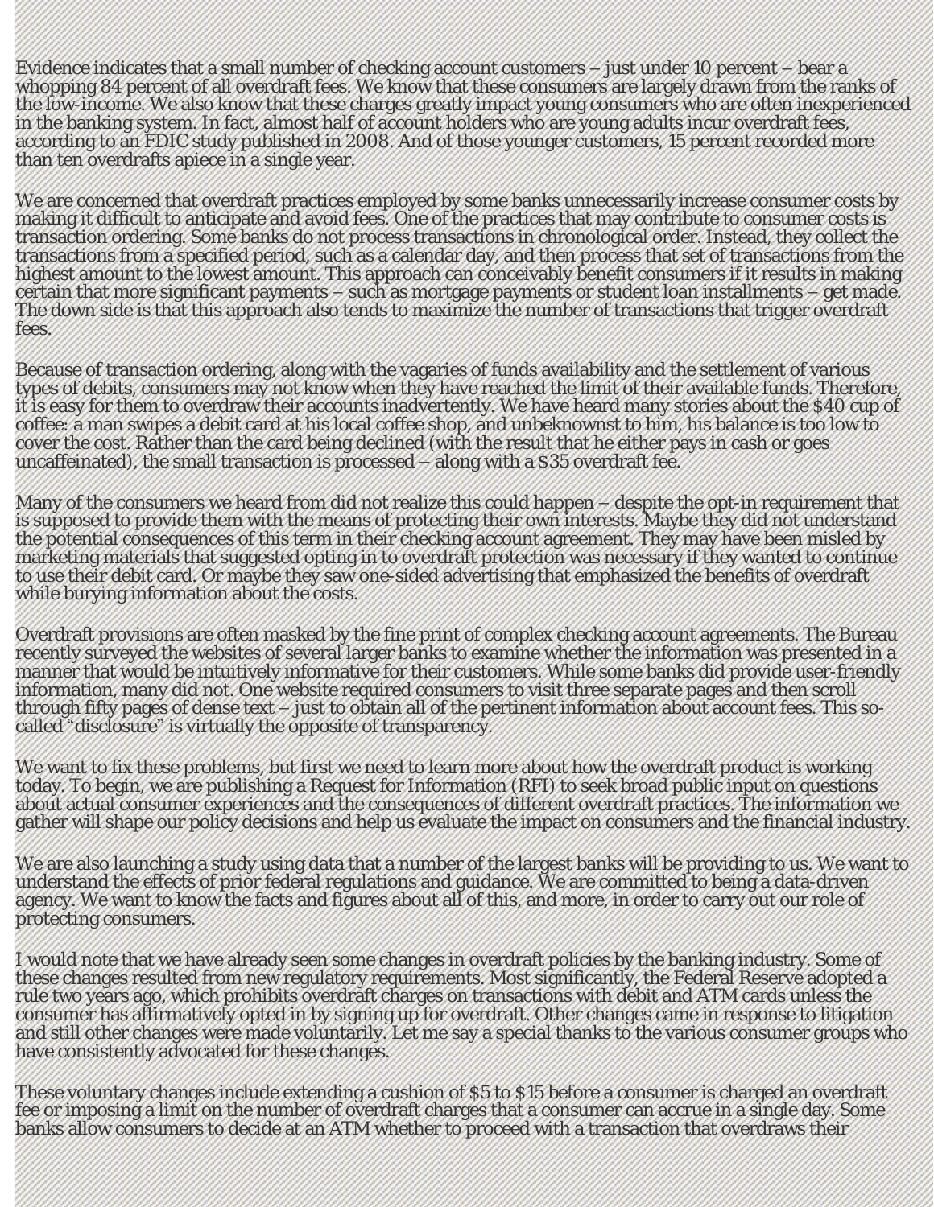Evidence indicates that a small number of checking account customers – just under 10 percent – bear a whopping 84 percent of all overdraft fees. We know that these consumers are largely drawn from the ranks of the low-income. We also know that these charges greatly impact young consumers who are often inexperienced in the banking system. In fact, almost half of account holders who are young adults incur overdraft fees, according to an FDIC study published in 2008. And of those younger customers, 15 percent recorded more than ten overdrafts apiece in a single year.

We are concerned that overdraft practices employed by some banks unnecessarily increase consumer costs by making it difficult to anticipate and avoid fees. One of the practices that may contribute to consumer costs is transaction ordering. Some banks do not process transactions in chronological order. Instead, they collect the transactions from a specified period, such as a calendar day, and then process that set of transactions from the highest amount to the lowest amount. This approach can conceivably benefit consumers if it results in making certain that more significant payments – such as mortgage payments or student loan installments – get made. The down side is that this approach also tends to maximize the number of transactions that trigger overdraft fees.

Because of transaction ordering, along with the vagaries of funds availability and the settlement of various types of debits, consumers may not know when they have reached the limit of their available funds. Therefore, it is easy for them to overdraw their accounts inadvertently. We have heard many stories about the $40 cup of coffee: a man swipes a debit card at his local coffee shop, and unbeknownst to him, his balance is too low to cover the cost. Rather than the card being declined (with the result that he either pays in cash or goes uncaffeinated), the small transaction is processed – along with a $35 overdraft fee.

Many of the consumers we heard from did not realize this could happen – despite the opt-in requirement that is supposed to provide them with the means of protecting their own interests. Maybe they did not understand the potential consequences of this term in their checking account agreement. They may have been misled by marketing materials that suggested opting in to overdraft protection was necessary if they wanted to continue to use their debit card. Or maybe they saw one-sided advertising that emphasized the benefits of overdraft while burying information about the costs.

Overdraft provisions are often masked by the fine print of complex checking account agreements. The Bureau recently surveyed the websites of several larger banks to examine whether the information was presented in a manner that would be intuitively informative for their customers. While some banks did provide user-friendly information, many did not. One website required consumers to visit three separate pages and then scroll through fifty pages of dense text – just to obtain all of the pertinent information about account fees. This so-called "disclosure" is virtually the opposite of transparency.

We want to fix these problems, but first we need to learn more about how the overdraft product is working today. To begin, we are publishing a Request for Information (RFI) to seek broad public input on questions about actual consumer experiences and the consequences of different overdraft practices. The information we gather will shape our policy decisions and help us evaluate the impact on consumers and the financial industry.

We are also launching a study using data that a number of the largest banks will be providing to us. We want to understand the effects of prior federal regulations and guidance. We are committed to being a data-driven agency. We want to know the facts and figures about all of this, and more, in order to carry out our role of protecting consumers.

I would note that we have already seen some changes in overdraft policies by the banking industry. Some of these changes resulted from new regulatory requirements. Most significantly, the Federal Reserve adopted a rule two years ago, which prohibits overdraft charges on transactions with debit and ATM cards unless the consumer has affirmatively opted in by signing up for overdraft. Other changes came in response to litigation and still other changes were made voluntarily. Let me say a special thanks to the various consumer groups who have consistently advocated for these changes.

These voluntary changes include extending a cushion of $5 to $15 before a consumer is charged an overdraft fee or imposing a limit on the number of overdraft charges that a consumer can accrue in a single day. Some banks allow consumers to decide at an ATM whether to proceed with a transaction that overdraws their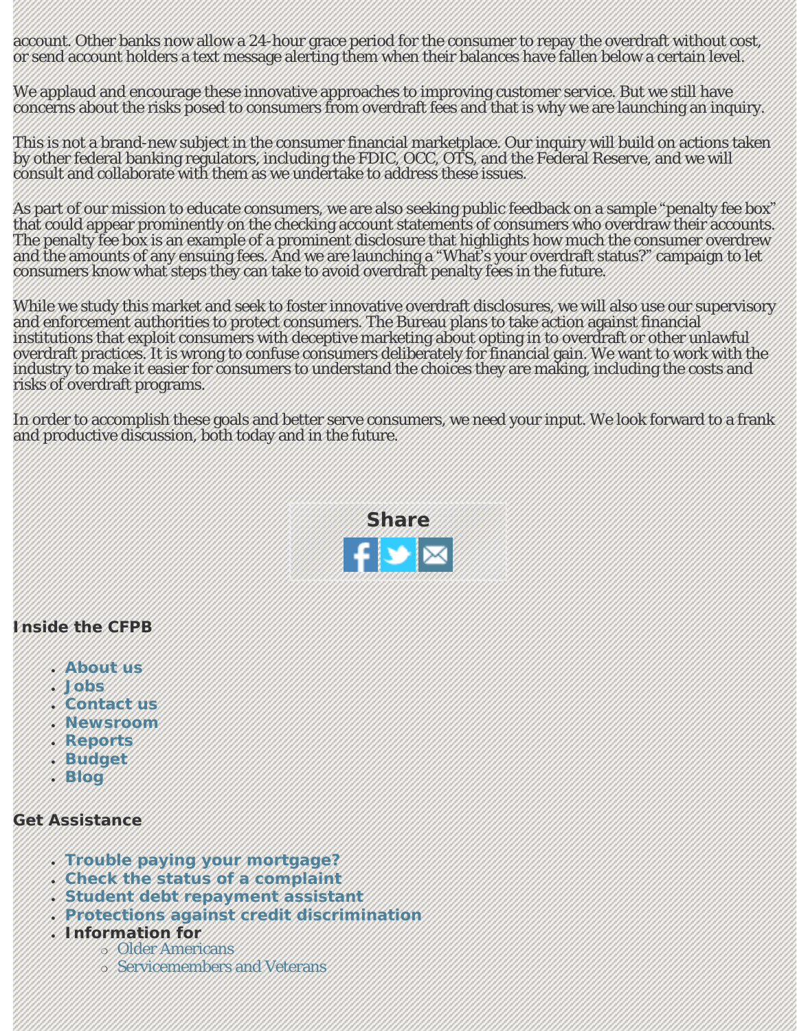account. Other banks now allow a 24-hour grace period for the consumer to repay the overdraft without cost, or send account holders a text message alerting them when their balances have fallen below a certain level.

We applaud and encourage these innovative approaches to improving customer service. But we still have concerns about the risks posed to consumers from overdraft fees and that is why we are launching an inquiry.

This is not a brand-new subject in the consumer financial marketplace. Our inquiry will build on actions taken by other federal banking regulators, including the FDIC, OCC, OTS, and the Federal Reserve, and we will consult and collaborate with them as we undertake to address these issues.

As part of our mission to educate consumers, we are also seeking public feedback on a sample "penalty fee box" that could appear prominently on the checking account statements of consumers who overdraw their accounts. The penalty fee box is an example of a prominent disclosure that highlights how much the consumer overdrew and the amounts of any ensuing fees. And we are launching a "What's your overdraft status?" campaign to let consumers know what steps they can take to avoid overdraft penalty fees in the future.

While we study this market and seek to foster innovative overdraft disclosures, we will also use our supervisory and enforcement authorities to protect consumers. The Bureau plans to take action against financial institutions that exploit consumers with deceptive marketing about opting in to overdraft or other unlawful overdraft practices. It is wrong to confuse consumers deliberately for financial gain. We want to work with the industry to make it easier for consumers to understand the choices they are making, including the costs and risks of overdraft programs.

In order to accomplish these goals and better serve consumers, we need your input. We look forward to a frank and productive discussion, both today and in the future.

**Share**

**Inside the CFPB**

- **About us**
- **Jobs**
- **Contact us**
- **Newsroom**
- **Reports**
- **Budget**
- **Blog**

**Get Assistance**

- **Trouble paying your mortgage?**
- **Check the status of a complaint**
- **Student debt repayment assistant**
- **Protections against credit discrimination**
- **Information for**
  - Older Americans
  - Servicemembers and Veterans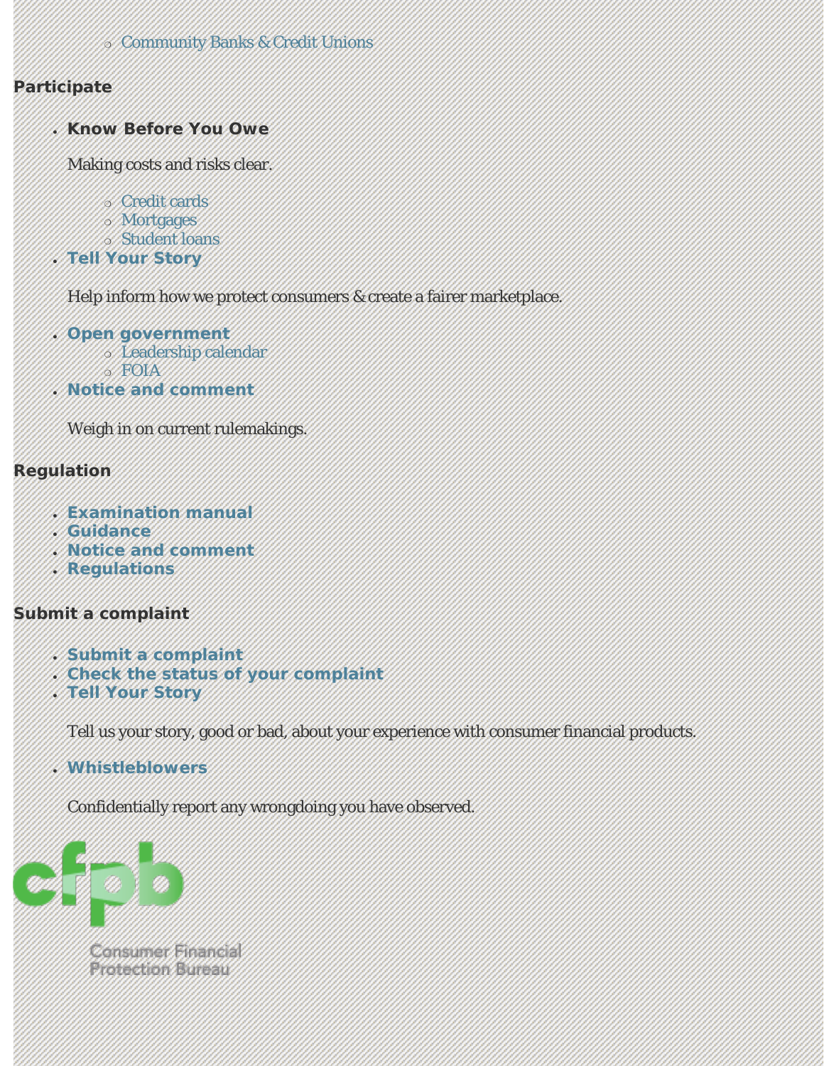- Community Banks & Credit Unions

### Participate

- **Know Before You Owe**

  Making costs and risks clear.

  - Credit cards
  - Mortgages
  - Student loans
- **Tell Your Story**

  Help inform how we protect consumers & create a fairer marketplace.

- **Open government**
  - Leadership calendar
  - FOIA
- **Notice and comment**

  Weigh in on current rulemakings.

### Regulation

- **Examination manual**
- **Guidance**
- **Notice and comment**
- **Regulations**

### Submit a complaint

- **Submit a complaint**
- **Check the status of your complaint**
- **Tell Your Story**

  Tell us your story, good or bad, about your experience with consumer financial products.

- **Whistleblowers**

  Confidentially report any wrongdoing you have observed.

cfpb

Consumer Financial Protection Bureau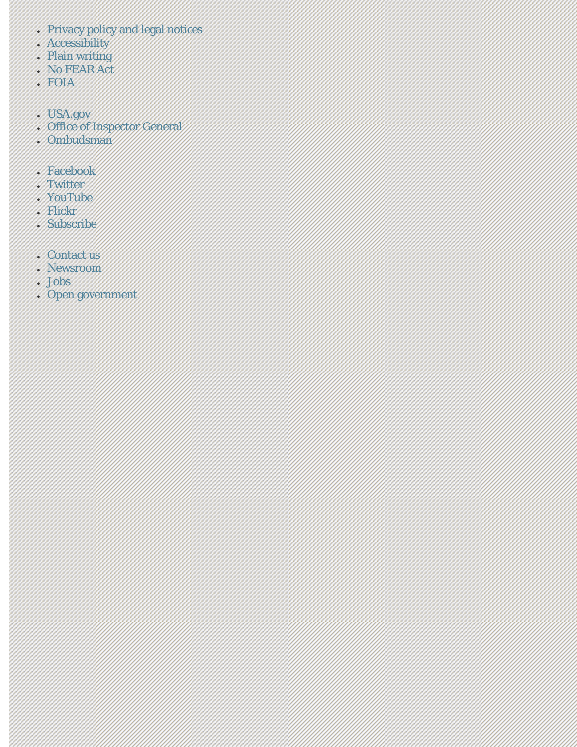- Privacy policy and legal notices
- Accessibility
- Plain writing
- No FEAR Act
- FOIA

- USA.gov
- Office of Inspector General
- Ombudsman

- Facebook
- Twitter
- YouTube
- Flickr
- Subscribe

- Contact us
- Newsroom
- Jobs
- Open government